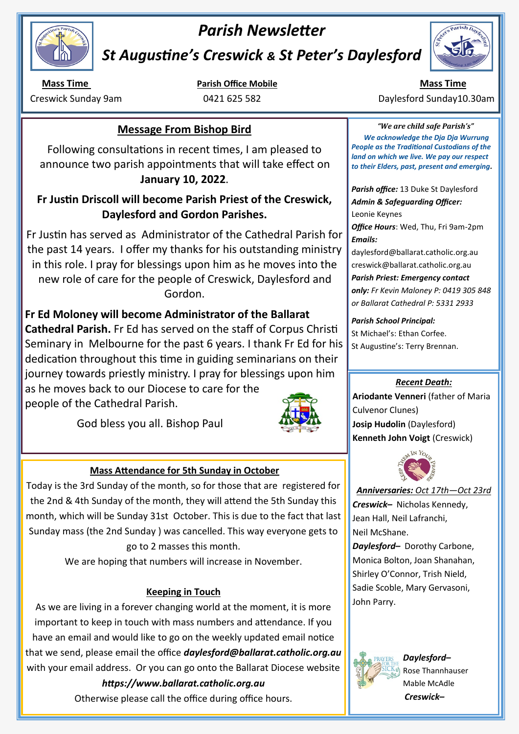# Parish Newsletter

## St Augustine's Creswick & St Peter's Daylesford

**Mass Time**
Creswick Sunday 9am

**Parish Office Mobile**
0421 625 582

**Mass Time**
Daylesford Sunday10.30am

## Message From Bishop Bird

Following consultations in recent times, I am pleased to announce two parish appointments that will take effect on **January 10, 2022**.

**Fr Justin Driscoll will become Parish Priest of the Creswick, Daylesford and Gordon Parishes.**

Fr Justin has served as Administrator of the Cathedral Parish for the past 14 years. I offer my thanks for his outstanding ministry in this role. I pray for blessings upon him as he moves into the new role of care for the people of Creswick, Daylesford and Gordon.

**Fr Ed Moloney will become Administrator of the Ballarat Cathedral Parish.** Fr Ed has served on the staff of Corpus Christi Seminary in Melbourne for the past 6 years. I thank Fr Ed for his dedication throughout this time in guiding seminarians on their journey towards priestly ministry. I pray for blessings upon him as he moves back to our Diocese to care for the people of the Cathedral Parish.

God bless you all. Bishop Paul

## Mass Attendance for 5th Sunday in October

Today is the 3rd Sunday of the month, so for those that are registered for the 2nd & 4th Sunday of the month, they will attend the 5th Sunday this month, which will be Sunday 31st October. This is due to the fact that last Sunday mass (the 2nd Sunday ) was cancelled. This way everyone gets to go to 2 masses this month.

We are hoping that numbers will increase in November.

## Keeping in Touch

As we are living in a forever changing world at the moment, it is more important to keep in touch with mass numbers and attendance. If you have an email and would like to go on the weekly updated email notice that we send, please email the office ***daylesford@ballarat.catholic.org.au*** with your email address. Or you can go onto the Ballarat Diocese website

***https://www.ballarat.catholic.org.au***

Otherwise please call the office during office hours.

*"We are child safe Parish's"*

***We acknowledge the Dja Dja Wurrung People as the Traditional Custodians of the land on which we live. We pay our respect to their Elders, past, present and emerging.***

***Parish office:*** 13 Duke St Daylesford
***Admin & Safeguarding Officer:*** Leonie Keynes
***Office Hours***: Wed, Thu, Fri 9am-2pm
***Emails:***
daylesford@ballarat.catholic.org.au
creswick@ballarat.catholic.org.au
***Parish Priest: Emergency contact only:*** *Fr Kevin Maloney P: 0419 305 848 or Ballarat Cathedral P: 5331 2933*

***Parish School Principal:***
St Michael's: Ethan Corfee.
St Augustine's: Terry Brennan.

***Recent Death:***

**Ariodante Venneri** (father of Maria Culvenor Clunes)
**Josip Hudolin** (Daylesford)
**Kenneth John Voigt** (Creswick)

***Anniversaries:*** *Oct 17th—Oct 23rd*

***Creswick–*** Nicholas Kennedy, Jean Hall, Neil Lafranchi, Neil McShane.

***Daylesford–*** Dorothy Carbone, Monica Bolton, Joan Shanahan, Shirley O'Connor, Trish Nield, Sadie Scoble, Mary Gervasoni, John Parry.

***Daylesford–***
Rose Thannhauser
Mable McAdle

***Creswick–***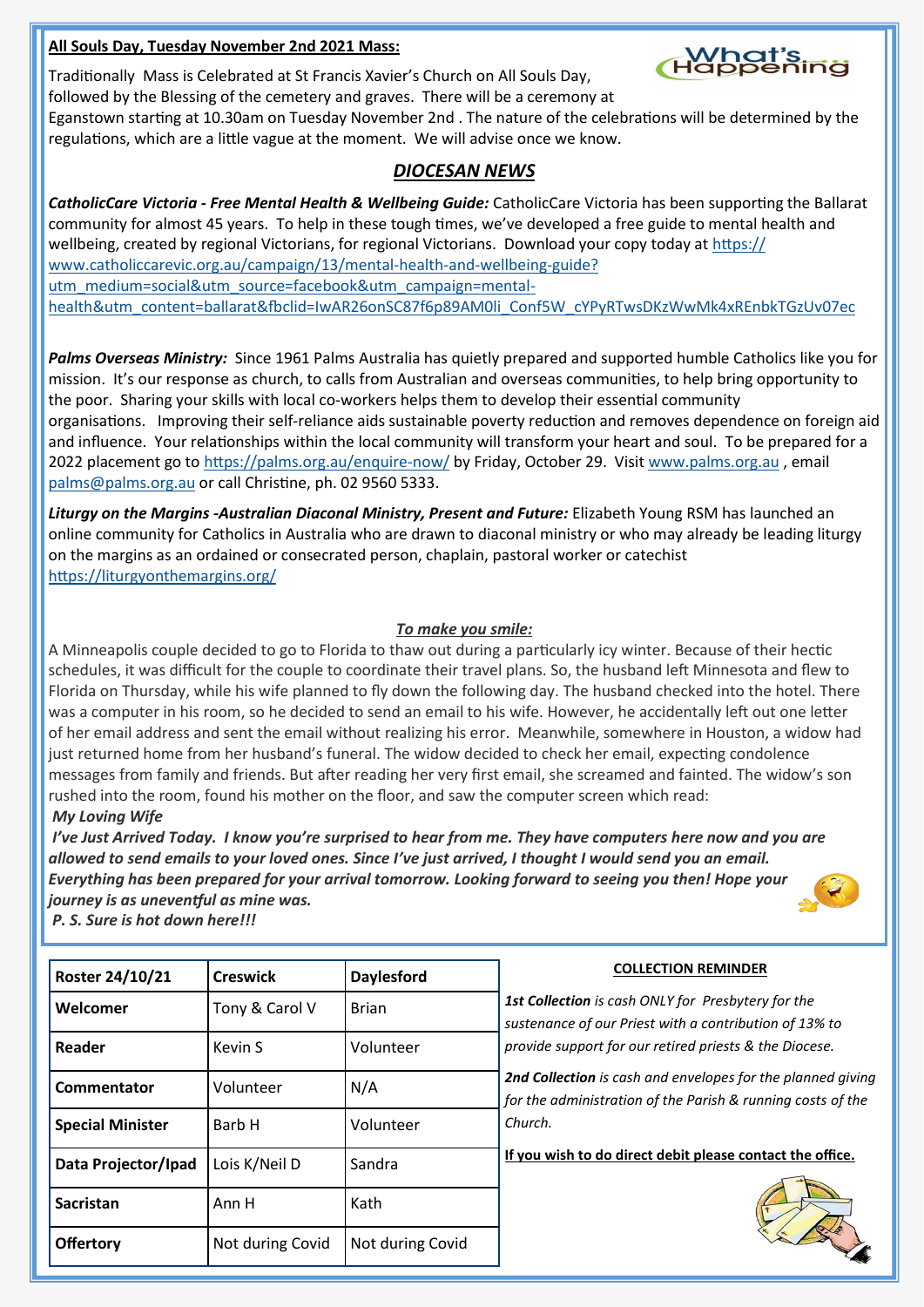**All Souls Day, Tuesday November 2nd 2021 Mass:**

Traditionally Mass is Celebrated at St Francis Xavier's Church on All Souls Day, followed by the Blessing of the cemetery and graves. There will be a ceremony at Eganstown starting at 10.30am on Tuesday November 2nd . The nature of the celebrations will be determined by the regulations, which are a little vague at the moment. We will advise once we know.

## *DIOCESAN NEWS*

***CatholicCare Victoria - Free Mental Health & Wellbeing Guide:*** CatholicCare Victoria has been supporting the Ballarat community for almost 45 years. To help in these tough times, we've developed a free guide to mental health and wellbeing, created by regional Victorians, for regional Victorians. Download your copy today at https://www.catholiccarevic.org.au/campaign/13/mental-health-and-wellbeing-guide?utm_medium=social&utm_source=facebook&utm_campaign=mental-health&utm_content=ballarat&fbclid=IwAR26onSC87f6p89AM0li_Conf5W_cYPyRTwsDKzWwMk4xREnbkTGzUv07ec

***Palms Overseas Ministry:*** Since 1961 Palms Australia has quietly prepared and supported humble Catholics like you for mission. It's our response as church, to calls from Australian and overseas communities, to help bring opportunity to the poor. Sharing your skills with local co-workers helps them to develop their essential community organisations. Improving their self-reliance aids sustainable poverty reduction and removes dependence on foreign aid and influence. Your relationships within the local community will transform your heart and soul. To be prepared for a 2022 placement go to https://palms.org.au/enquire-now/ by Friday, October 29. Visit www.palms.org.au , email palms@palms.org.au or call Christine, ph. 02 9560 5333.

***Liturgy on the Margins -Australian Diaconal Ministry, Present and Future:*** Elizabeth Young RSM has launched an online community for Catholics in Australia who are drawn to diaconal ministry or who may already be leading liturgy on the margins as an ordained or consecrated person, chaplain, pastoral worker or catechist https://liturgyonthemargins.org/

*To make you smile:*

A Minneapolis couple decided to go to Florida to thaw out during a particularly icy winter. Because of their hectic schedules, it was difficult for the couple to coordinate their travel plans. So, the husband left Minnesota and flew to Florida on Thursday, while his wife planned to fly down the following day. The husband checked into the hotel. There was a computer in his room, so he decided to send an email to his wife. However, he accidentally left out one letter of her email address and sent the email without realizing his error. Meanwhile, somewhere in Houston, a widow had just returned home from her husband's funeral. The widow decided to check her email, expecting condolence messages from family and friends. But after reading her very first email, she screamed and fainted. The widow's son rushed into the room, found his mother on the floor, and saw the computer screen which read:

***My Loving Wife***

***I've Just Arrived Today. I know you're surprised to hear from me. They have computers here now and you are allowed to send emails to your loved ones. Since I've just arrived, I thought I would send you an email. Everything has been prepared for your arrival tomorrow. Looking forward to seeing you then! Hope your journey is as uneventful as mine was.***

***P. S. Sure is hot down here!!!***

| Roster 24/10/21 | Creswick | Daylesford |
|---|---|---|
| **Welcomer** | Tony & Carol V | Brian |
| **Reader** | Kevin S | Volunteer |
| **Commentator** | Volunteer | N/A |
| **Special Minister** | Barb H | Volunteer |
| **Data Projector/Ipad** | Lois K/Neil D | Sandra |
| **Sacristan** | Ann H | Kath |
| **Offertory** | Not during Covid | Not during Covid |

**COLLECTION REMINDER**

***1st Collection*** *is cash ONLY for Presbytery for the sustenance of our Priest with a contribution of 13% to provide support for our retired priests & the Diocese.*

***2nd Collection*** *is cash and envelopes for the planned giving for the administration of the Parish & running costs of the Church.*

**If you wish to do direct debit please contact the office.**